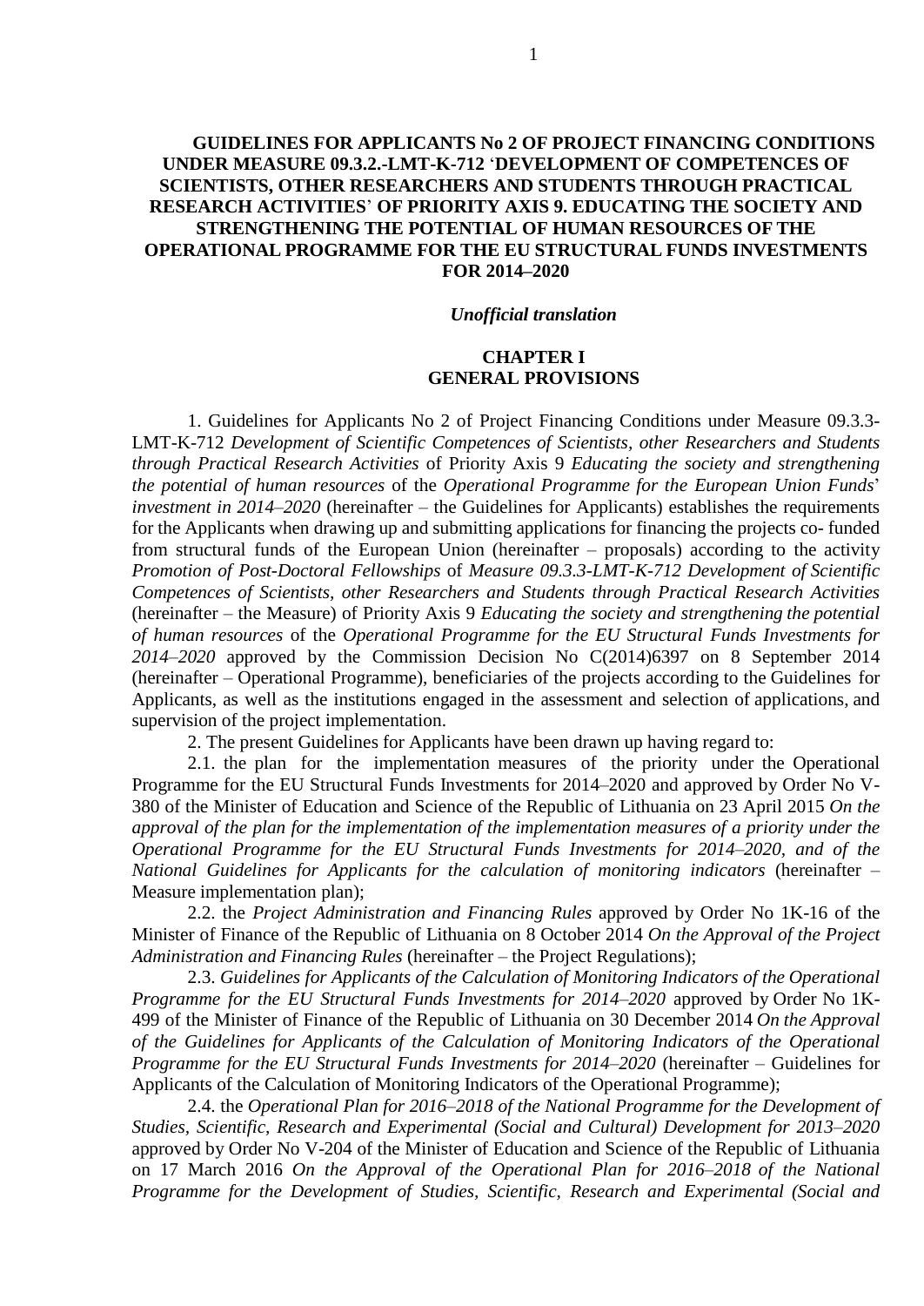# GUIDELINES FOR APPLICANTS No 2 OF PROJECT FINANCING CONDITIONS UNDER MEASURE 09.3.2.-LMT-K-712 'DEVELOPMENT OF COMPETENCES OF SCIENTISTS, OTHER RESEARCHERS AND STUDENTS THROUGH PRACTICAL RESEARCH ACTIVITIES' OF PRIORITY AXIS 9. EDUCATING THE SOCIETY AND STRENGTHENING THE POTENTIAL OF HUMAN RESOURCES OF THE OPERATIONAL PROGRAMME FOR THE EU STRUCTURAL FUNDS INVESTMENTS FOR 2014–2020

***Unofficial translation***

## CHAPTER I
## GENERAL PROVISIONS

1. Guidelines for Applicants No 2 of Project Financing Conditions under Measure 09.3.3-LMT-K-712 *Development of Scientific Competences of Scientists, other Researchers and Students through Practical Research Activities* of Priority Axis 9 *Educating the society and strengthening the potential of human resources* of the *Operational Programme for the European Union Funds' investment in 2014–2020* (hereinafter – the Guidelines for Applicants) establishes the requirements for the Applicants when drawing up and submitting applications for financing the projects co- funded from structural funds of the European Union (hereinafter – proposals) according to the activity *Promotion of Post-Doctoral Fellowships* of *Measure 09.3.3-LMT-K-712 Development of Scientific Competences of Scientists, other Researchers and Students through Practical Research Activities* (hereinafter – the Measure) of Priority Axis 9 *Educating the society and strengthening the potential of human resources* of the *Operational Programme for the EU Structural Funds Investments for 2014–2020* approved by the Commission Decision No C(2014)6397 on 8 September 2014 (hereinafter – Operational Programme), beneficiaries of the projects according to the Guidelines for Applicants, as well as the institutions engaged in the assessment and selection of applications, and supervision of the project implementation.

2. The present Guidelines for Applicants have been drawn up having regard to:

2.1. the plan for the implementation measures of the priority under the Operational Programme for the EU Structural Funds Investments for 2014–2020 and approved by Order No V-380 of the Minister of Education and Science of the Republic of Lithuania on 23 April 2015 *On the approval of the plan for the implementation of the implementation measures of a priority under the Operational Programme for the EU Structural Funds Investments for 2014–2020, and of the National Guidelines for Applicants for the calculation of monitoring indicators* (hereinafter – Measure implementation plan);

2.2. the *Project Administration and Financing Rules* approved by Order No 1K-16 of the Minister of Finance of the Republic of Lithuania on 8 October 2014 *On the Approval of the Project Administration and Financing Rules* (hereinafter – the Project Regulations);

2.3. *Guidelines for Applicants of the Calculation of Monitoring Indicators of the Operational Programme for the EU Structural Funds Investments for 2014–2020* approved by Order No 1K-499 of the Minister of Finance of the Republic of Lithuania on 30 December 2014 *On the Approval of the Guidelines for Applicants of the Calculation of Monitoring Indicators of the Operational Programme for the EU Structural Funds Investments for 2014–2020* (hereinafter – Guidelines for Applicants of the Calculation of Monitoring Indicators of the Operational Programme);

2.4. the *Operational Plan for 2016–2018 of the National Programme for the Development of Studies, Scientific, Research and Experimental (Social and Cultural) Development for 2013–2020* approved by Order No V-204 of the Minister of Education and Science of the Republic of Lithuania on 17 March 2016 *On the Approval of the Operational Plan for 2016–2018 of the National Programme for the Development of Studies, Scientific, Research and Experimental (Social and*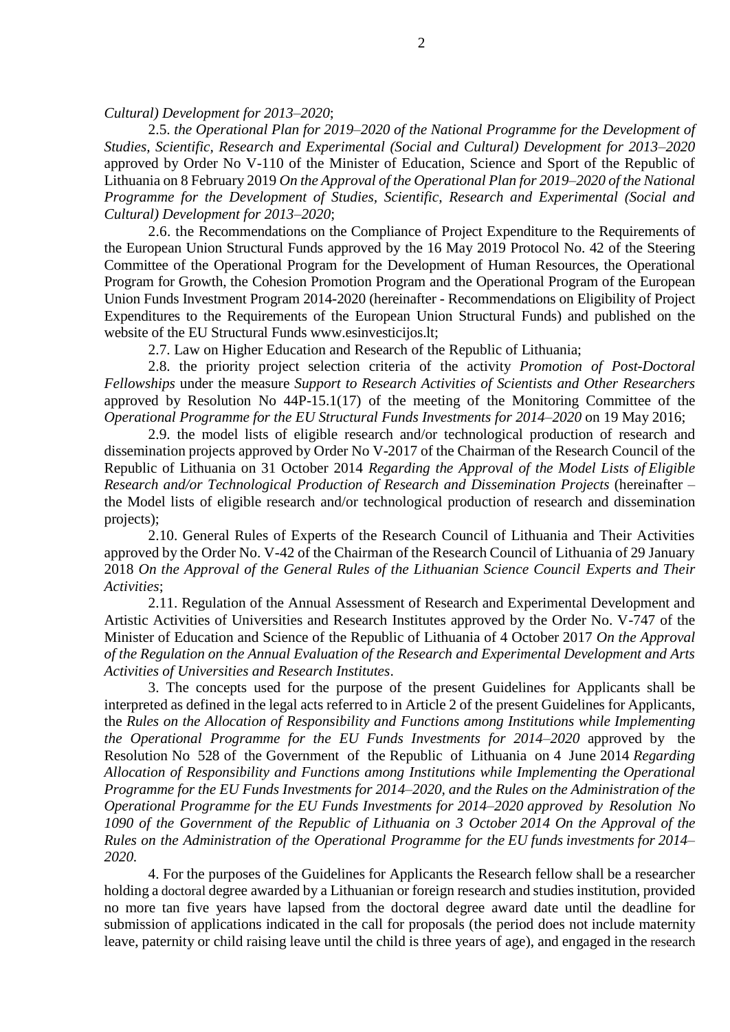*Cultural) Development for 2013–2020*;

2.5. *the Operational Plan for 2019–2020 of the National Programme for the Development of Studies, Scientific, Research and Experimental (Social and Cultural) Development for 2013–2020* approved by Order No V-110 of the Minister of Education, Science and Sport of the Republic of Lithuania on 8 February 2019 *On the Approval of the Operational Plan for 2019–2020 of the National Programme for the Development of Studies, Scientific, Research and Experimental (Social and Cultural) Development for 2013–2020*;

2.6. the Recommendations on the Compliance of Project Expenditure to the Requirements of the European Union Structural Funds approved by the 16 May 2019 Protocol No. 42 of the Steering Committee of the Operational Program for the Development of Human Resources, the Operational Program for Growth, the Cohesion Promotion Program and the Operational Program of the European Union Funds Investment Program 2014-2020 (hereinafter - Recommendations on Eligibility of Project Expenditures to the Requirements of the European Union Structural Funds) and published on the website of the EU Structural Funds www.esinvesticijos.lt;

2.7. Law on Higher Education and Research of the Republic of Lithuania;

2.8. the priority project selection criteria of the activity *Promotion of Post-Doctoral Fellowships* under the measure *Support to Research Activities of Scientists and Other Researchers* approved by Resolution No 44P-15.1(17) of the meeting of the Monitoring Committee of the *Operational Programme for the EU Structural Funds Investments for 2014–2020* on 19 May 2016;

2.9. the model lists of eligible research and/or technological production of research and dissemination projects approved by Order No V-2017 of the Chairman of the Research Council of the Republic of Lithuania on 31 October 2014 *Regarding the Approval of the Model Lists of Eligible Research and/or Technological Production of Research and Dissemination Projects* (hereinafter – the Model lists of eligible research and/or technological production of research and dissemination projects);

2.10. General Rules of Experts of the Research Council of Lithuania and Their Activities approved by the Order No. V-42 of the Chairman of the Research Council of Lithuania of 29 January 2018 *On the Approval of the General Rules of the Lithuanian Science Council Experts and Their Activities*;

2.11. Regulation of the Annual Assessment of Research and Experimental Development and Artistic Activities of Universities and Research Institutes approved by the Order No. V-747 of the Minister of Education and Science of the Republic of Lithuania of 4 October 2017 *On the Approval of the Regulation on the Annual Evaluation of the Research and Experimental Development and Arts Activities of Universities and Research Institutes*.

3. The concepts used for the purpose of the present Guidelines for Applicants shall be interpreted as defined in the legal acts referred to in Article 2 of the present Guidelines for Applicants, the *Rules on the Allocation of Responsibility and Functions among Institutions while Implementing the Operational Programme for the EU Funds Investments for 2014–2020* approved by the Resolution No 528 of the Government of the Republic of Lithuania on 4 June 2014 *Regarding Allocation of Responsibility and Functions among Institutions while Implementing the Operational Programme for the EU Funds Investments for 2014–2020, and the Rules on the Administration of the Operational Programme for the EU Funds Investments for 2014–2020 approved by Resolution No 1090 of the Government of the Republic of Lithuania on 3 October 2014 On the Approval of the Rules on the Administration of the Operational Programme for the EU funds investments for 2014–2020.*

4. For the purposes of the Guidelines for Applicants the Research fellow shall be a researcher holding a doctoral degree awarded by a Lithuanian or foreign research and studies institution, provided no more tan five years have lapsed from the doctoral degree award date until the deadline for submission of applications indicated in the call for proposals (the period does not include maternity leave, paternity or child raising leave until the child is three years of age), and engaged in the research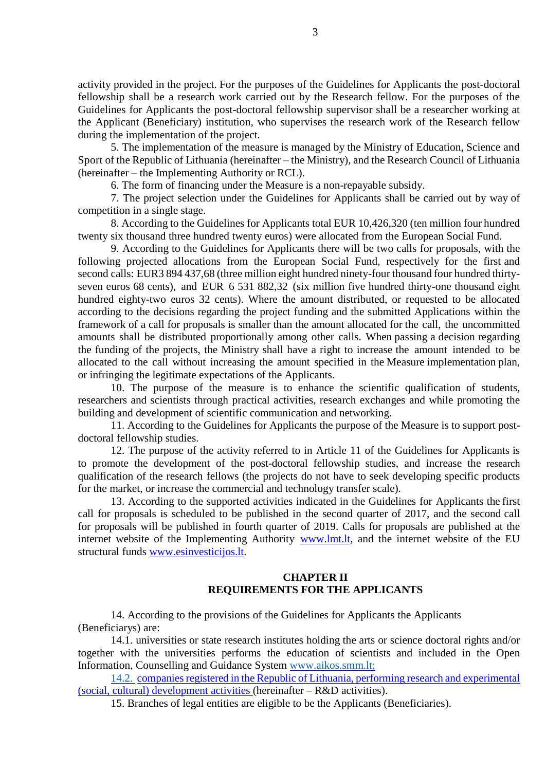activity provided in the project. For the purposes of the Guidelines for Applicants the post-doctoral fellowship shall be a research work carried out by the Research fellow. For the purposes of the Guidelines for Applicants the post-doctoral fellowship supervisor shall be a researcher working at the Applicant (Beneficiary) institution, who supervises the research work of the Research fellow during the implementation of the project.

5. The implementation of the measure is managed by the Ministry of Education, Science and Sport of the Republic of Lithuania (hereinafter – the Ministry), and the Research Council of Lithuania (hereinafter – the Implementing Authority or RCL).

6. The form of financing under the Measure is a non-repayable subsidy.

7. The project selection under the Guidelines for Applicants shall be carried out by way of competition in a single stage.

8. According to the Guidelines for Applicants total EUR 10,426,320 (ten million four hundred twenty six thousand three hundred twenty euros) were allocated from the European Social Fund.

9. According to the Guidelines for Applicants there will be two calls for proposals, with the following projected allocations from the European Social Fund, respectively for the first and second calls: EUR3 894 437,68 (three million eight hundred ninety-four thousand four hundred thirty-seven euros 68 cents), and EUR 6 531 882,32 (six million five hundred thirty-one thousand eight hundred eighty-two euros 32 cents). Where the amount distributed, or requested to be allocated according to the decisions regarding the project funding and the submitted Applications within the framework of a call for proposals is smaller than the amount allocated for the call, the uncommitted amounts shall be distributed proportionally among other calls. When passing a decision regarding the funding of the projects, the Ministry shall have a right to increase the amount intended to be allocated to the call without increasing the amount specified in the Measure implementation plan, or infringing the legitimate expectations of the Applicants.

10. The purpose of the measure is to enhance the scientific qualification of students, researchers and scientists through practical activities, research exchanges and while promoting the building and development of scientific communication and networking.

11. According to the Guidelines for Applicants the purpose of the Measure is to support post-doctoral fellowship studies.

12. The purpose of the activity referred to in Article 11 of the Guidelines for Applicants is to promote the development of the post-doctoral fellowship studies, and increase the research qualification of the research fellows (the projects do not have to seek developing specific products for the market, or increase the commercial and technology transfer scale).

13. According to the supported activities indicated in the Guidelines for Applicants the first call for proposals is scheduled to be published in the second quarter of 2017, and the second call for proposals will be published in fourth quarter of 2019. Calls for proposals are published at the internet website of the Implementing Authority www.lmt.lt, and the internet website of the EU structural funds www.esinvesticijos.lt.

## CHAPTER II
## REQUIREMENTS FOR THE APPLICANTS

14. According to the provisions of the Guidelines for Applicants the Applicants (Beneficiarys) are:

14.1. universities or state research institutes holding the arts or science doctoral rights and/or together with the universities performs the education of scientists and included in the Open Information, Counselling and Guidance System www.aikos.smm.lt;

14.2. companies registered in the Republic of Lithuania, performing research and experimental (social, cultural) development activities (hereinafter – R&D activities).

15. Branches of legal entities are eligible to be the Applicants (Beneficiaries).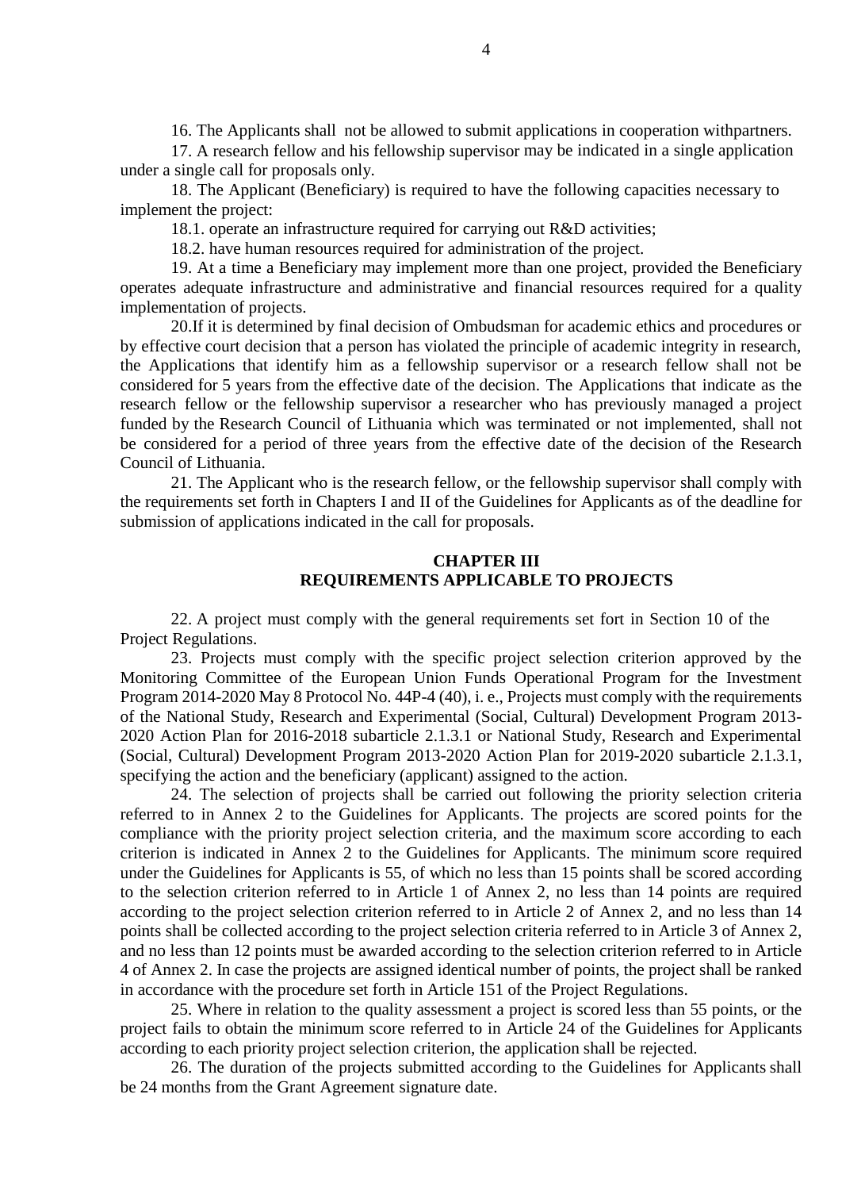16. The Applicants shall not be allowed to submit applications in cooperation withpartners.

17. A research fellow and his fellowship supervisor may be indicated in a single application under a single call for proposals only.

18. The Applicant (Beneficiary) is required to have the following capacities necessary to implement the project:

18.1. operate an infrastructure required for carrying out R&D activities;

18.2. have human resources required for administration of the project.

19. At a time a Beneficiary may implement more than one project, provided the Beneficiary operates adequate infrastructure and administrative and financial resources required for a quality implementation of projects.

20.If it is determined by final decision of Ombudsman for academic ethics and procedures or by effective court decision that a person has violated the principle of academic integrity in research, the Applications that identify him as a fellowship supervisor or a research fellow shall not be considered for 5 years from the effective date of the decision. The Applications that indicate as the research fellow or the fellowship supervisor a researcher who has previously managed a project funded by the Research Council of Lithuania which was terminated or not implemented, shall not be considered for a period of three years from the effective date of the decision of the Research Council of Lithuania.

21. The Applicant who is the research fellow, or the fellowship supervisor shall comply with the requirements set forth in Chapters I and II of the Guidelines for Applicants as of the deadline for submission of applications indicated in the call for proposals.

## CHAPTER III
## REQUIREMENTS APPLICABLE TO PROJECTS

22. A project must comply with the general requirements set fort in Section 10 of the Project Regulations.

23. Projects must comply with the specific project selection criterion approved by the Monitoring Committee of the European Union Funds Operational Program for the Investment Program 2014-2020 May 8 Protocol No. 44P-4 (40), i. e., Projects must comply with the requirements of the National Study, Research and Experimental (Social, Cultural) Development Program 2013-2020 Action Plan for 2016-2018 subarticle 2.1.3.1 or National Study, Research and Experimental (Social, Cultural) Development Program 2013-2020 Action Plan for 2019-2020 subarticle 2.1.3.1, specifying the action and the beneficiary (applicant) assigned to the action.

24. The selection of projects shall be carried out following the priority selection criteria referred to in Annex 2 to the Guidelines for Applicants. The projects are scored points for the compliance with the priority project selection criteria, and the maximum score according to each criterion is indicated in Annex 2 to the Guidelines for Applicants. The minimum score required under the Guidelines for Applicants is 55, of which no less than 15 points shall be scored according to the selection criterion referred to in Article 1 of Annex 2, no less than 14 points are required according to the project selection criterion referred to in Article 2 of Annex 2, and no less than 14 points shall be collected according to the project selection criteria referred to in Article 3 of Annex 2, and no less than 12 points must be awarded according to the selection criterion referred to in Article 4 of Annex 2. In case the projects are assigned identical number of points, the project shall be ranked in accordance with the procedure set forth in Article 151 of the Project Regulations.

25. Where in relation to the quality assessment a project is scored less than 55 points, or the project fails to obtain the minimum score referred to in Article 24 of the Guidelines for Applicants according to each priority project selection criterion, the application shall be rejected.

26. The duration of the projects submitted according to the Guidelines for Applicants shall be 24 months from the Grant Agreement signature date.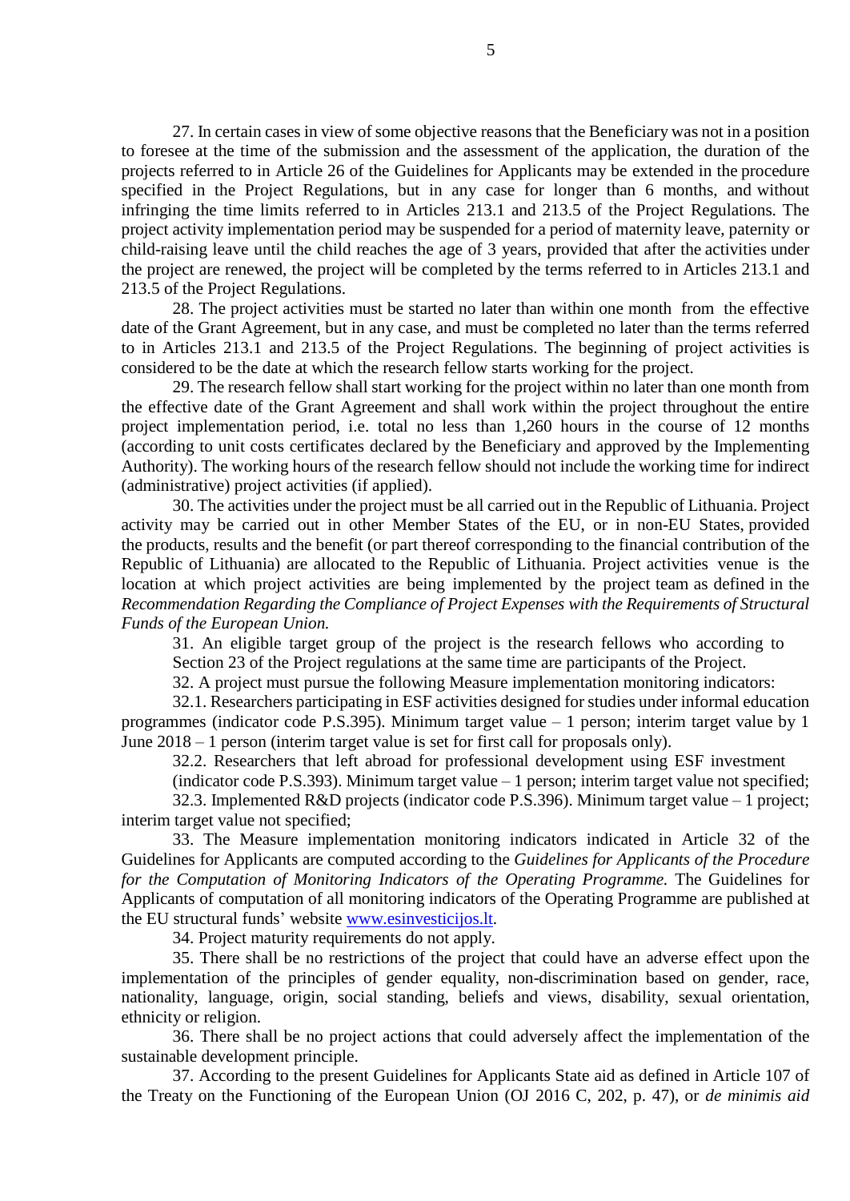27. In certain cases in view of some objective reasons that the Beneficiary was not in a position to foresee at the time of the submission and the assessment of the application, the duration of the projects referred to in Article 26 of the Guidelines for Applicants may be extended in the procedure specified in the Project Regulations, but in any case for longer than 6 months, and without infringing the time limits referred to in Articles 213.1 and 213.5 of the Project Regulations. The project activity implementation period may be suspended for a period of maternity leave, paternity or child-raising leave until the child reaches the age of 3 years, provided that after the activities under the project are renewed, the project will be completed by the terms referred to in Articles 213.1 and 213.5 of the Project Regulations.

28. The project activities must be started no later than within one month from the effective date of the Grant Agreement, but in any case, and must be completed no later than the terms referred to in Articles 213.1 and 213.5 of the Project Regulations. The beginning of project activities is considered to be the date at which the research fellow starts working for the project.

29. The research fellow shall start working for the project within no later than one month from the effective date of the Grant Agreement and shall work within the project throughout the entire project implementation period, i.e. total no less than 1,260 hours in the course of 12 months (according to unit costs certificates declared by the Beneficiary and approved by the Implementing Authority). The working hours of the research fellow should not include the working time for indirect (administrative) project activities (if applied).

30. The activities under the project must be all carried out in the Republic of Lithuania. Project activity may be carried out in other Member States of the EU, or in non-EU States, provided the products, results and the benefit (or part thereof corresponding to the financial contribution of the Republic of Lithuania) are allocated to the Republic of Lithuania. Project activities venue is the location at which project activities are being implemented by the project team as defined in the *Recommendation Regarding the Compliance of Project Expenses with the Requirements of Structural Funds of the European Union.*

31. An eligible target group of the project is the research fellows who according to Section 23 of the Project regulations at the same time are participants of the Project.

32. A project must pursue the following Measure implementation monitoring indicators:

32.1. Researchers participating in ESF activities designed for studies under informal education programmes (indicator code P.S.395). Minimum target value – 1 person; interim target value by 1 June 2018 – 1 person (interim target value is set for first call for proposals only).

32.2. Researchers that left abroad for professional development using ESF investment (indicator code P.S.393). Minimum target value – 1 person; interim target value not specified;

32.3. Implemented R&D projects (indicator code P.S.396). Minimum target value – 1 project; interim target value not specified;

33. The Measure implementation monitoring indicators indicated in Article 32 of the Guidelines for Applicants are computed according to the *Guidelines for Applicants of the Procedure for the Computation of Monitoring Indicators of the Operating Programme.* The Guidelines for Applicants of computation of all monitoring indicators of the Operating Programme are published at the EU structural funds' website [www.esinvesticijos.lt](www.esinvesticijos.lt).

34. Project maturity requirements do not apply.

35. There shall be no restrictions of the project that could have an adverse effect upon the implementation of the principles of gender equality, non-discrimination based on gender, race, nationality, language, origin, social standing, beliefs and views, disability, sexual orientation, ethnicity or religion.

36. There shall be no project actions that could adversely affect the implementation of the sustainable development principle.

37. According to the present Guidelines for Applicants State aid as defined in Article 107 of the Treaty on the Functioning of the European Union (OJ 2016 C, 202, p. 47), or *de minimis aid*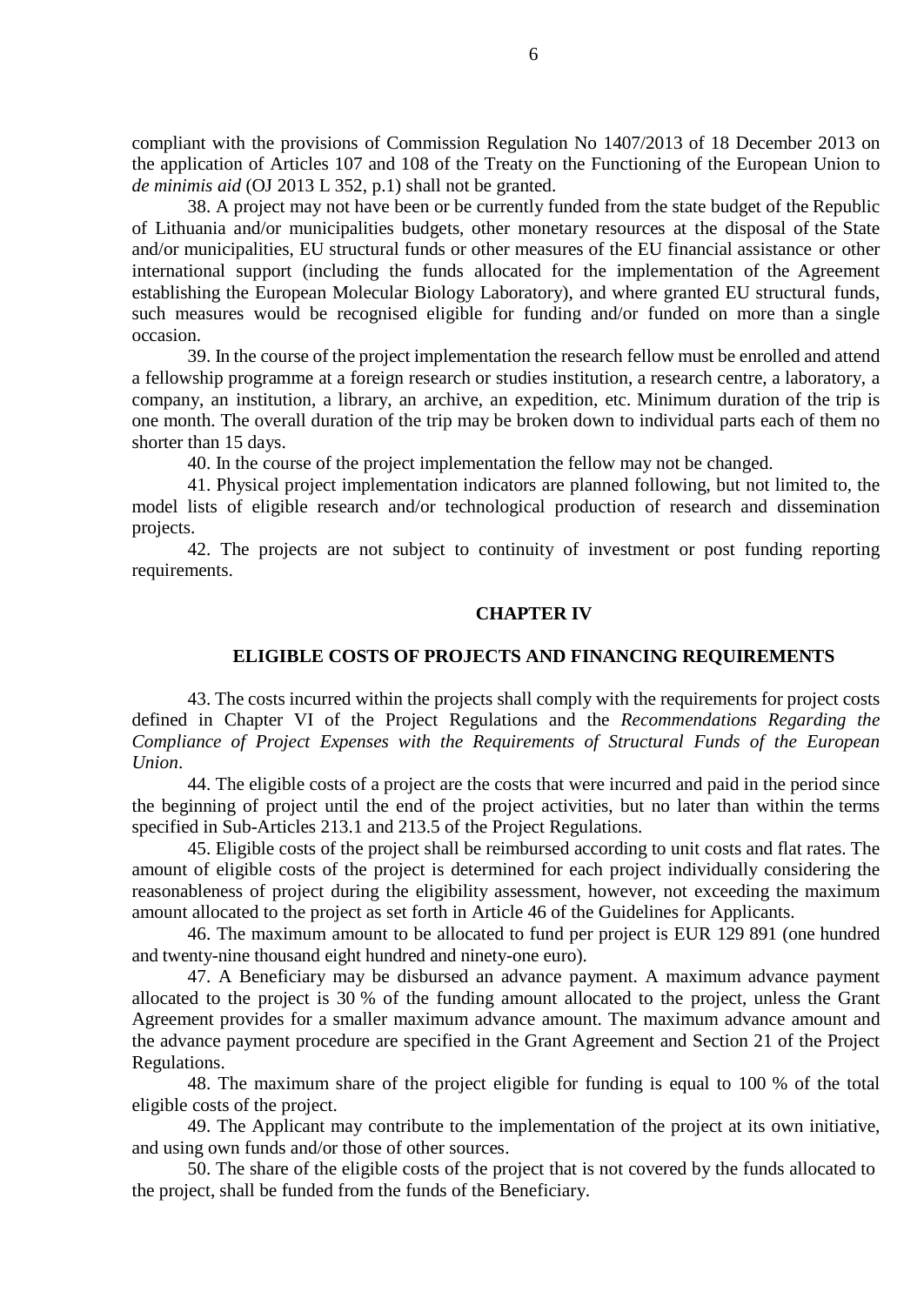compliant with the provisions of Commission Regulation No 1407/2013 of 18 December 2013 on the application of Articles 107 and 108 of the Treaty on the Functioning of the European Union to *de minimis aid* (OJ 2013 L 352, p.1) shall not be granted.

38. A project may not have been or be currently funded from the state budget of the Republic of Lithuania and/or municipalities budgets, other monetary resources at the disposal of the State and/or municipalities, EU structural funds or other measures of the EU financial assistance or other international support (including the funds allocated for the implementation of the Agreement establishing the European Molecular Biology Laboratory), and where granted EU structural funds, such measures would be recognised eligible for funding and/or funded on more than a single occasion.

39. In the course of the project implementation the research fellow must be enrolled and attend a fellowship programme at a foreign research or studies institution, a research centre, a laboratory, a company, an institution, a library, an archive, an expedition, etc. Minimum duration of the trip is one month. The overall duration of the trip may be broken down to individual parts each of them no shorter than 15 days.

40. In the course of the project implementation the fellow may not be changed.

41. Physical project implementation indicators are planned following, but not limited to, the model lists of eligible research and/or technological production of research and dissemination projects.

42. The projects are not subject to continuity of investment or post funding reporting requirements.

## CHAPTER IV

## ELIGIBLE COSTS OF PROJECTS AND FINANCING REQUIREMENTS

43. The costs incurred within the projects shall comply with the requirements for project costs defined in Chapter VI of the Project Regulations and the *Recommendations Regarding the Compliance of Project Expenses with the Requirements of Structural Funds of the European Union*.

44. The eligible costs of a project are the costs that were incurred and paid in the period since the beginning of project until the end of the project activities, but no later than within the terms specified in Sub-Articles 213.1 and 213.5 of the Project Regulations.

45. Eligible costs of the project shall be reimbursed according to unit costs and flat rates. The amount of eligible costs of the project is determined for each project individually considering the reasonableness of project during the eligibility assessment, however, not exceeding the maximum amount allocated to the project as set forth in Article 46 of the Guidelines for Applicants.

46. The maximum amount to be allocated to fund per project is EUR 129 891 (one hundred and twenty-nine thousand eight hundred and ninety-one euro).

47. A Beneficiary may be disbursed an advance payment. A maximum advance payment allocated to the project is 30 % of the funding amount allocated to the project, unless the Grant Agreement provides for a smaller maximum advance amount. The maximum advance amount and the advance payment procedure are specified in the Grant Agreement and Section 21 of the Project Regulations.

48. The maximum share of the project eligible for funding is equal to 100 % of the total eligible costs of the project.

49. The Applicant may contribute to the implementation of the project at its own initiative, and using own funds and/or those of other sources.

50. The share of the eligible costs of the project that is not covered by the funds allocated to the project, shall be funded from the funds of the Beneficiary.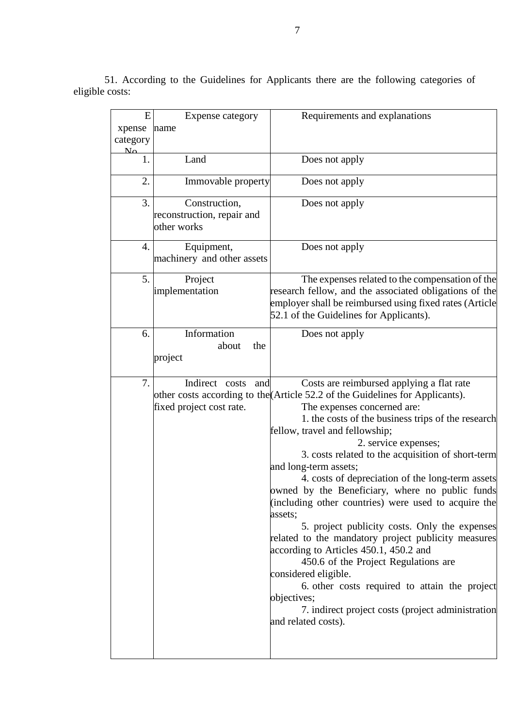51. According to the Guidelines for Applicants there are the following categories of eligible costs:

| Expense category No. | Expense category name | Requirements and explanations |
|---|---|---|
| 1. | Land | Does not apply |
| 2. | Immovable property | Does not apply |
| 3. | Construction, reconstruction, repair and other works | Does not apply |
| 4. | Equipment, machinery and other assets | Does not apply |
| 5. | Project implementation | The expenses related to the compensation of the research fellow, and the associated obligations of the employer shall be reimbursed using fixed rates (Article 52.1 of the Guidelines for Applicants). |
| 6. | Information about the project | Does not apply |
| 7. | Indirect costs and other costs according to the fixed project cost rate. | Costs are reimbursed applying a flat rate (Article 52.2 of the Guidelines for Applicants).<br>The expenses concerned are:<br>1. the costs of the business trips of the research fellow, travel and fellowship;<br>2. service expenses;<br>3. costs related to the acquisition of short-term and long-term assets;<br>4. costs of depreciation of the long-term assets owned by the Beneficiary, where no public funds (including other countries) were used to acquire the assets;<br>5. project publicity costs. Only the expenses related to the mandatory project publicity measures according to Articles 450.1, 450.2 and 450.6 of the Project Regulations are considered eligible.<br>6. other costs required to attain the project objectives;<br>7. indirect project costs (project administration and related costs). |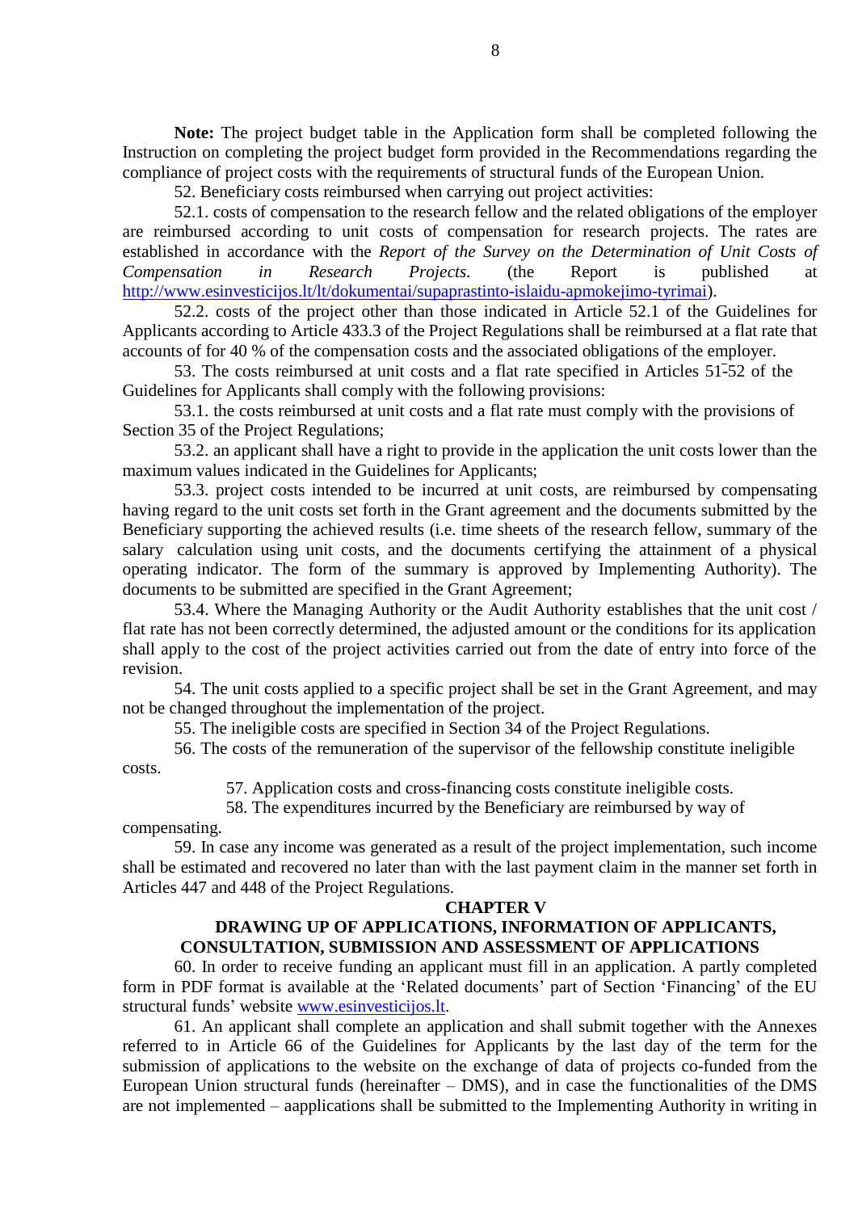**Note:** The project budget table in the Application form shall be completed following the Instruction on completing the project budget form provided in the Recommendations regarding the compliance of project costs with the requirements of structural funds of the European Union.

52. Beneficiary costs reimbursed when carrying out project activities:

52.1. costs of compensation to the research fellow and the related obligations of the employer are reimbursed according to unit costs of compensation for research projects. The rates are established in accordance with the *Report of the Survey on the Determination of Unit Costs of Compensation in Research Projects.* (the Report is published at [http://www.esinvesticijos.lt/lt/dokumentai/supaprastinto-islaidu-apmokejimo-tyrimai](http://www.esinvesticijos.lt/lt/dokumentai/supaprastinto-islaidu-apmokejimo-tyrimai)).

52.2. costs of the project other than those indicated in Article 52.1 of the Guidelines for Applicants according to Article 433.3 of the Project Regulations shall be reimbursed at a flat rate that accounts of for 40 % of the compensation costs and the associated obligations of the employer.

53. The costs reimbursed at unit costs and a flat rate specified in Articles 51-52 of the Guidelines for Applicants shall comply with the following provisions:

53.1. the costs reimbursed at unit costs and a flat rate must comply with the provisions of Section 35 of the Project Regulations;

53.2. an applicant shall have a right to provide in the application the unit costs lower than the maximum values indicated in the Guidelines for Applicants;

53.3. project costs intended to be incurred at unit costs, are reimbursed by compensating having regard to the unit costs set forth in the Grant agreement and the documents submitted by the Beneficiary supporting the achieved results (i.e. time sheets of the research fellow, summary of the salary calculation using unit costs, and the documents certifying the attainment of a physical operating indicator. The form of the summary is approved by Implementing Authority). The documents to be submitted are specified in the Grant Agreement;

53.4. Where the Managing Authority or the Audit Authority establishes that the unit cost / flat rate has not been correctly determined, the adjusted amount or the conditions for its application shall apply to the cost of the project activities carried out from the date of entry into force of the revision.

54. The unit costs applied to a specific project shall be set in the Grant Agreement, and may not be changed throughout the implementation of the project.

55. The ineligible costs are specified in Section 34 of the Project Regulations.

56. The costs of the remuneration of the supervisor of the fellowship constitute ineligible costs.

57. Application costs and cross-financing costs constitute ineligible costs.

58. The expenditures incurred by the Beneficiary are reimbursed by way of compensating.

59. In case any income was generated as a result of the project implementation, such income shall be estimated and recovered no later than with the last payment claim in the manner set forth in Articles 447 and 448 of the Project Regulations.

## CHAPTER V
## DRAWING UP OF APPLICATIONS, INFORMATION OF APPLICANTS, CONSULTATION, SUBMISSION AND ASSESSMENT OF APPLICATIONS

60. In order to receive funding an applicant must fill in an application. A partly completed form in PDF format is available at the 'Related documents' part of Section 'Financing' of the EU structural funds' website [www.esinvesticijos.lt](http://www.esinvesticijos.lt).

61. An applicant shall complete an application and shall submit together with the Annexes referred to in Article 66 of the Guidelines for Applicants by the last day of the term for the submission of applications to the website on the exchange of data of projects co-funded from the European Union structural funds (hereinafter – DMS), and in case the functionalities of the DMS are not implemented – aapplications shall be submitted to the Implementing Authority in writing in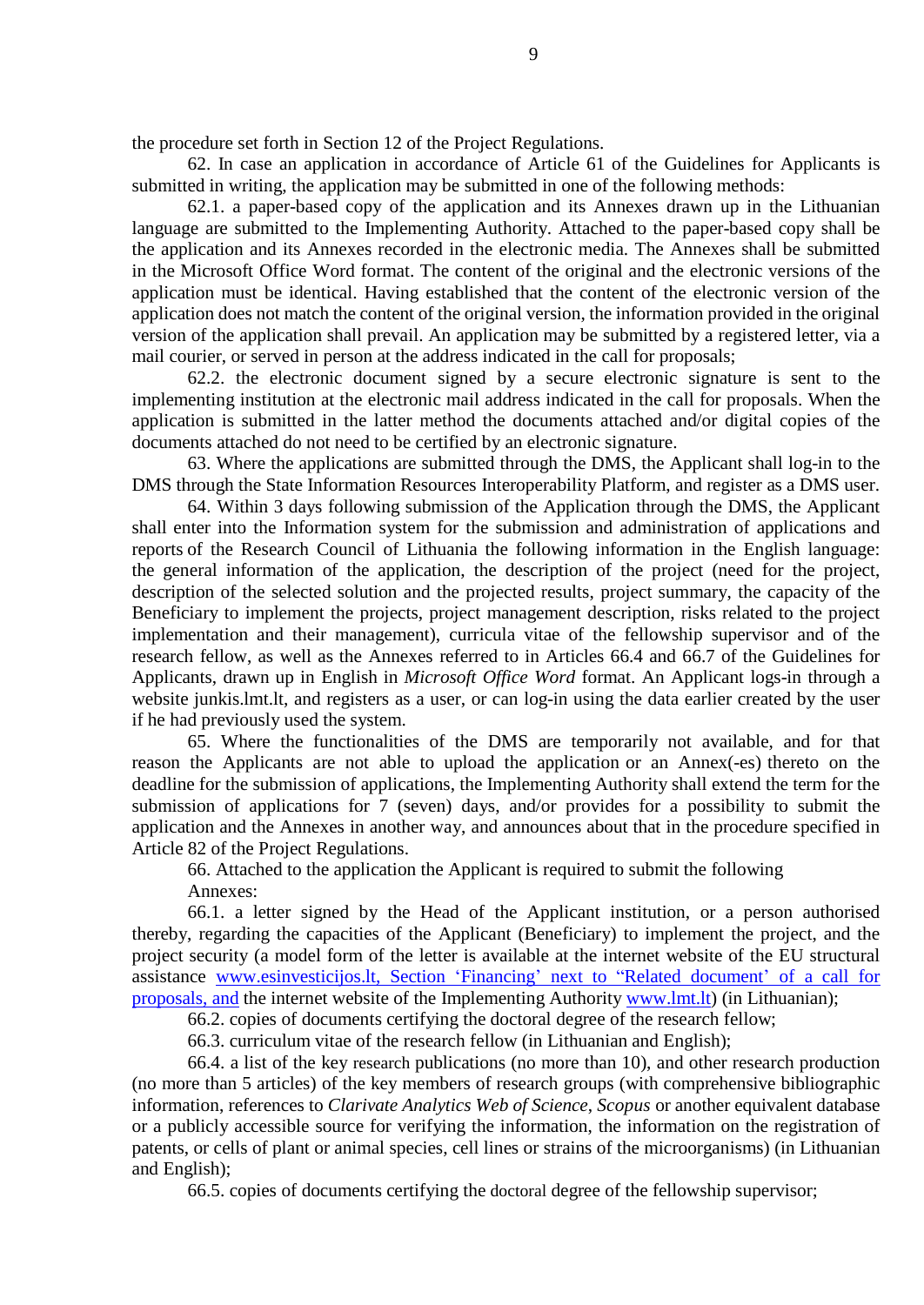the procedure set forth in Section 12 of the Project Regulations.

62. In case an application in accordance of Article 61 of the Guidelines for Applicants is submitted in writing, the application may be submitted in one of the following methods:

62.1. a paper-based copy of the application and its Annexes drawn up in the Lithuanian language are submitted to the Implementing Authority. Attached to the paper-based copy shall be the application and its Annexes recorded in the electronic media. The Annexes shall be submitted in the Microsoft Office Word format. The content of the original and the electronic versions of the application must be identical. Having established that the content of the electronic version of the application does not match the content of the original version, the information provided in the original version of the application shall prevail. An application may be submitted by a registered letter, via a mail courier, or served in person at the address indicated in the call for proposals;

62.2. the electronic document signed by a secure electronic signature is sent to the implementing institution at the electronic mail address indicated in the call for proposals. When the application is submitted in the latter method the documents attached and/or digital copies of the documents attached do not need to be certified by an electronic signature.

63. Where the applications are submitted through the DMS, the Applicant shall log-in to the DMS through the State Information Resources Interoperability Platform, and register as a DMS user.

64. Within 3 days following submission of the Application through the DMS, the Applicant shall enter into the Information system for the submission and administration of applications and reports of the Research Council of Lithuania the following information in the English language: the general information of the application, the description of the project (need for the project, description of the selected solution and the projected results, project summary, the capacity of the Beneficiary to implement the projects, project management description, risks related to the project implementation and their management), curricula vitae of the fellowship supervisor and of the research fellow, as well as the Annexes referred to in Articles 66.4 and 66.7 of the Guidelines for Applicants, drawn up in English in *Microsoft Office Word* format. An Applicant logs-in through a website junkis.lmt.lt, and registers as a user, or can log-in using the data earlier created by the user if he had previously used the system.

65. Where the functionalities of the DMS are temporarily not available, and for that reason the Applicants are not able to upload the application or an Annex(-es) thereto on the deadline for the submission of applications, the Implementing Authority shall extend the term for the submission of applications for 7 (seven) days, and/or provides for a possibility to submit the application and the Annexes in another way, and announces about that in the procedure specified in Article 82 of the Project Regulations.

66. Attached to the application the Applicant is required to submit the following Annexes:

66.1. a letter signed by the Head of the Applicant institution, or a person authorised thereby, regarding the capacities of the Applicant (Beneficiary) to implement the project, and the project security (a model form of the letter is available at the internet website of the EU structural assistance www.esinvesticijos.lt, Section 'Financing' next to "Related document' of a call for proposals, and the internet website of the Implementing Authority www.lmt.lt) (in Lithuanian);

66.2. copies of documents certifying the doctoral degree of the research fellow;

66.3. curriculum vitae of the research fellow (in Lithuanian and English);

66.4. a list of the key research publications (no more than 10), and other research production (no more than 5 articles) of the key members of research groups (with comprehensive bibliographic information, references to *Clarivate Analytics Web of Science*, *Scopus* or another equivalent database or a publicly accessible source for verifying the information, the information on the registration of patents, or cells of plant or animal species, cell lines or strains of the microorganisms) (in Lithuanian and English);

66.5. copies of documents certifying the doctoral degree of the fellowship supervisor;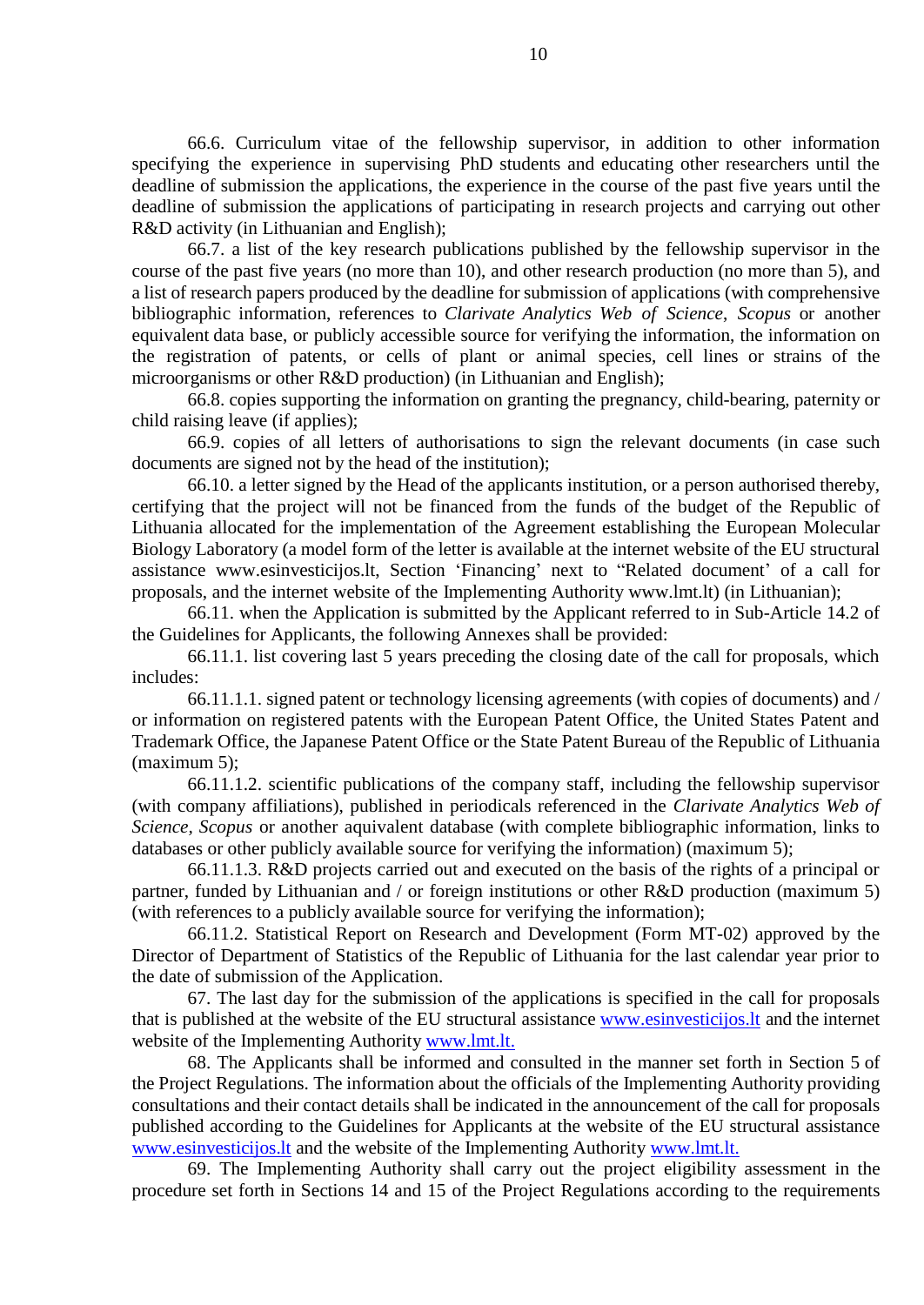66.6. Curriculum vitae of the fellowship supervisor, in addition to other information specifying the experience in supervising PhD students and educating other researchers until the deadline of submission the applications, the experience in the course of the past five years until the deadline of submission the applications of participating in research projects and carrying out other R&D activity (in Lithuanian and English);

66.7. a list of the key research publications published by the fellowship supervisor in the course of the past five years (no more than 10), and other research production (no more than 5), and a list of research papers produced by the deadline for submission of applications (with comprehensive bibliographic information, references to *Clarivate Analytics Web of Science*, *Scopus* or another equivalent data base, or publicly accessible source for verifying the information, the information on the registration of patents, or cells of plant or animal species, cell lines or strains of the microorganisms or other R&D production) (in Lithuanian and English);

66.8. copies supporting the information on granting the pregnancy, child-bearing, paternity or child raising leave (if applies);

66.9. copies of all letters of authorisations to sign the relevant documents (in case such documents are signed not by the head of the institution);

66.10. a letter signed by the Head of the applicants institution, or a person authorised thereby, certifying that the project will not be financed from the funds of the budget of the Republic of Lithuania allocated for the implementation of the Agreement establishing the European Molecular Biology Laboratory (a model form of the letter is available at the internet website of the EU structural assistance www.esinvesticijos.lt, Section 'Financing' next to "Related document' of a call for proposals, and the internet website of the Implementing Authority www.lmt.lt) (in Lithuanian);

66.11. when the Application is submitted by the Applicant referred to in Sub-Article 14.2 of the Guidelines for Applicants, the following Annexes shall be provided:

66.11.1. list covering last 5 years preceding the closing date of the call for proposals, which includes:

66.11.1.1. signed patent or technology licensing agreements (with copies of documents) and / or information on registered patents with the European Patent Office, the United States Patent and Trademark Office, the Japanese Patent Office or the State Patent Bureau of the Republic of Lithuania (maximum 5);

66.11.1.2. scientific publications of the company staff, including the fellowship supervisor (with company affiliations), published in periodicals referenced in the *Clarivate Analytics Web of Science, Scopus* or another aquivalent database (with complete bibliographic information, links to databases or other publicly available source for verifying the information) (maximum 5);

66.11.1.3. R&D projects carried out and executed on the basis of the rights of a principal or partner, funded by Lithuanian and / or foreign institutions or other R&D production (maximum 5) (with references to a publicly available source for verifying the information);

66.11.2. Statistical Report on Research and Development (Form MT-02) approved by the Director of Department of Statistics of the Republic of Lithuania for the last calendar year prior to the date of submission of the Application.

67. The last day for the submission of the applications is specified in the call for proposals that is published at the website of the EU structural assistance www.esinvesticijos.lt and the internet website of the Implementing Authority www.lmt.lt.

68. The Applicants shall be informed and consulted in the manner set forth in Section 5 of the Project Regulations. The information about the officials of the Implementing Authority providing consultations and their contact details shall be indicated in the announcement of the call for proposals published according to the Guidelines for Applicants at the website of the EU structural assistance www.esinvesticijos.lt and the website of the Implementing Authority www.lmt.lt.

69. The Implementing Authority shall carry out the project eligibility assessment in the procedure set forth in Sections 14 and 15 of the Project Regulations according to the requirements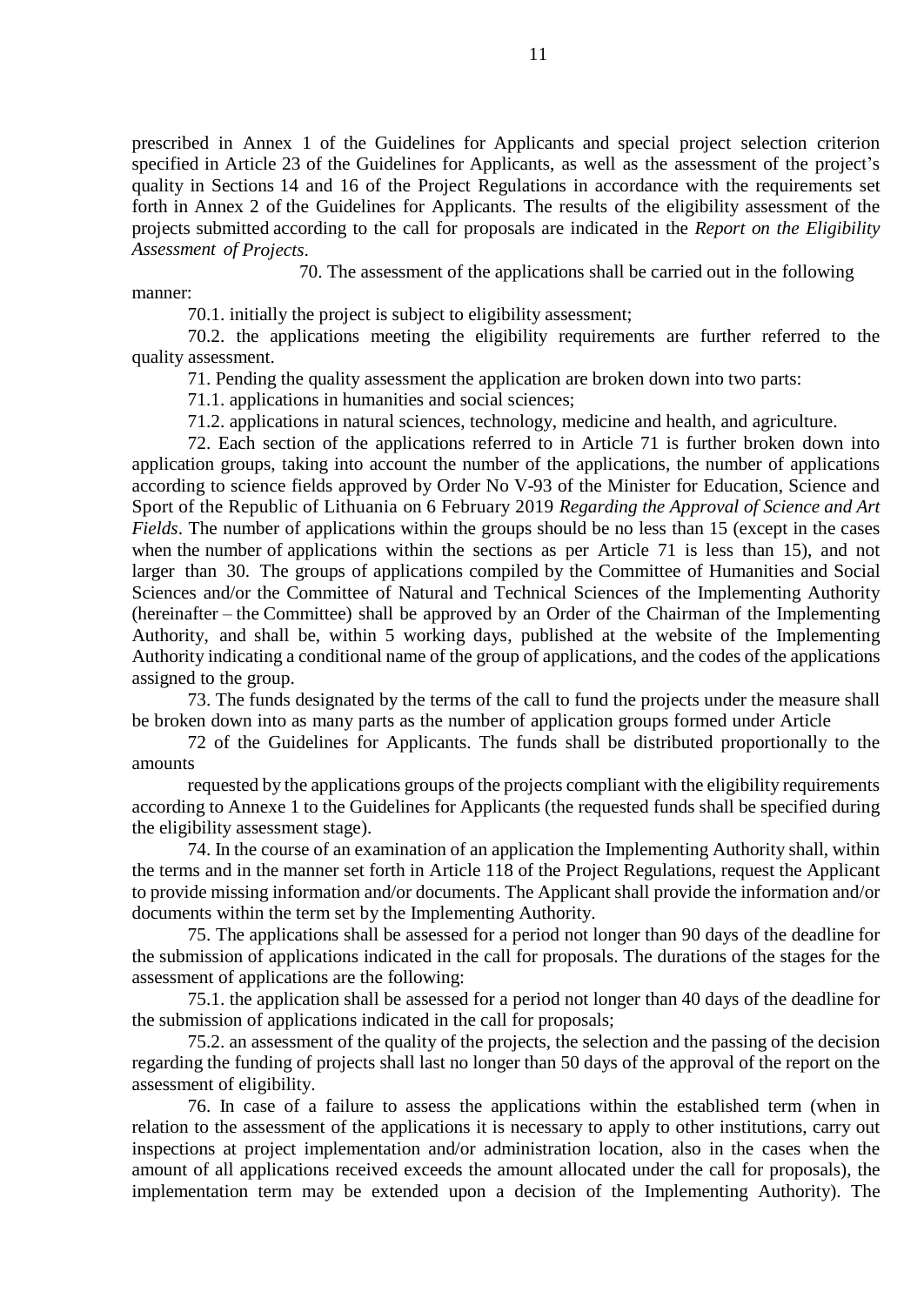prescribed in Annex 1 of the Guidelines for Applicants and special project selection criterion specified in Article 23 of the Guidelines for Applicants, as well as the assessment of the project's quality in Sections 14 and 16 of the Project Regulations in accordance with the requirements set forth in Annex 2 of the Guidelines for Applicants. The results of the eligibility assessment of the projects submitted according to the call for proposals are indicated in the *Report on the Eligibility Assessment of Projects*.

70. The assessment of the applications shall be carried out in the following manner:

70.1. initially the project is subject to eligibility assessment;

70.2. the applications meeting the eligibility requirements are further referred to the quality assessment.

71. Pending the quality assessment the application are broken down into two parts:

71.1. applications in humanities and social sciences;

71.2. applications in natural sciences, technology, medicine and health, and agriculture.

72. Each section of the applications referred to in Article 71 is further broken down into application groups, taking into account the number of the applications, the number of applications according to science fields approved by Order No V-93 of the Minister for Education, Science and Sport of the Republic of Lithuania on 6 February 2019 *Regarding the Approval of Science and Art Fields*. The number of applications within the groups should be no less than 15 (except in the cases when the number of applications within the sections as per Article 71 is less than 15), and not larger than 30. The groups of applications compiled by the Committee of Humanities and Social Sciences and/or the Committee of Natural and Technical Sciences of the Implementing Authority (hereinafter – the Committee) shall be approved by an Order of the Chairman of the Implementing Authority, and shall be, within 5 working days, published at the website of the Implementing Authority indicating a conditional name of the group of applications, and the codes of the applications assigned to the group.

73. The funds designated by the terms of the call to fund the projects under the measure shall be broken down into as many parts as the number of application groups formed under Article 72 of the Guidelines for Applicants. The funds shall be distributed proportionally to the amounts requested by the applications groups of the projects compliant with the eligibility requirements according to Annexe 1 to the Guidelines for Applicants (the requested funds shall be specified during the eligibility assessment stage).

74. In the course of an examination of an application the Implementing Authority shall, within the terms and in the manner set forth in Article 118 of the Project Regulations, request the Applicant to provide missing information and/or documents. The Applicant shall provide the information and/or documents within the term set by the Implementing Authority.

75. The applications shall be assessed for a period not longer than 90 days of the deadline for the submission of applications indicated in the call for proposals. The durations of the stages for the assessment of applications are the following:

75.1. the application shall be assessed for a period not longer than 40 days of the deadline for the submission of applications indicated in the call for proposals;

75.2. an assessment of the quality of the projects, the selection and the passing of the decision regarding the funding of projects shall last no longer than 50 days of the approval of the report on the assessment of eligibility.

76. In case of a failure to assess the applications within the established term (when in relation to the assessment of the applications it is necessary to apply to other institutions, carry out inspections at project implementation and/or administration location, also in the cases when the amount of all applications received exceeds the amount allocated under the call for proposals), the implementation term may be extended upon a decision of the Implementing Authority). The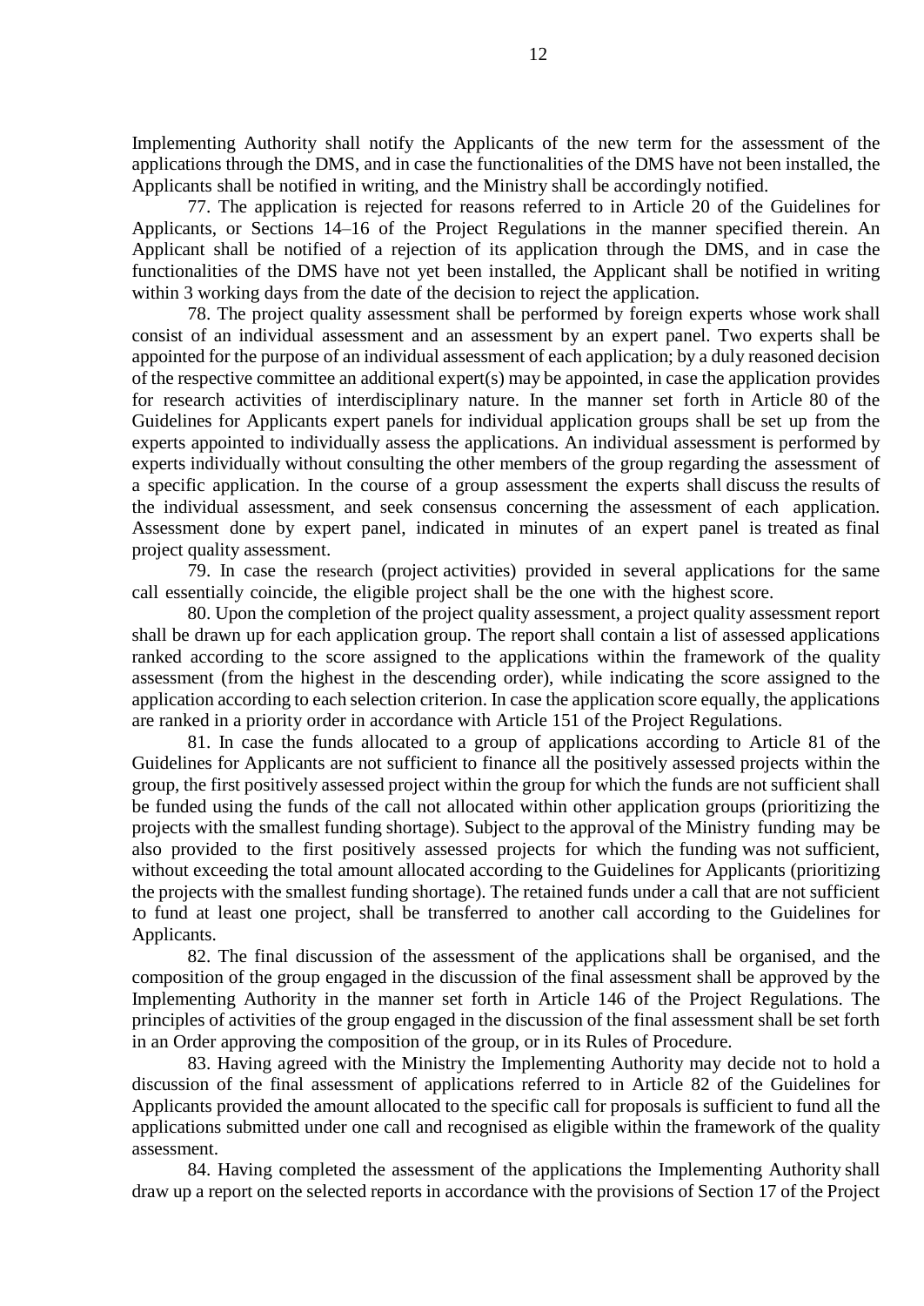Implementing Authority shall notify the Applicants of the new term for the assessment of the applications through the DMS, and in case the functionalities of the DMS have not been installed, the Applicants shall be notified in writing, and the Ministry shall be accordingly notified.

77. The application is rejected for reasons referred to in Article 20 of the Guidelines for Applicants, or Sections 14–16 of the Project Regulations in the manner specified therein. An Applicant shall be notified of a rejection of its application through the DMS, and in case the functionalities of the DMS have not yet been installed, the Applicant shall be notified in writing within 3 working days from the date of the decision to reject the application.

78. The project quality assessment shall be performed by foreign experts whose work shall consist of an individual assessment and an assessment by an expert panel. Two experts shall be appointed for the purpose of an individual assessment of each application; by a duly reasoned decision of the respective committee an additional expert(s) may be appointed, in case the application provides for research activities of interdisciplinary nature. In the manner set forth in Article 80 of the Guidelines for Applicants expert panels for individual application groups shall be set up from the experts appointed to individually assess the applications. An individual assessment is performed by experts individually without consulting the other members of the group regarding the assessment of a specific application. In the course of a group assessment the experts shall discuss the results of the individual assessment, and seek consensus concerning the assessment of each application. Assessment done by expert panel, indicated in minutes of an expert panel is treated as final project quality assessment.

79. In case the research (project activities) provided in several applications for the same call essentially coincide, the eligible project shall be the one with the highest score.

80. Upon the completion of the project quality assessment, a project quality assessment report shall be drawn up for each application group. The report shall contain a list of assessed applications ranked according to the score assigned to the applications within the framework of the quality assessment (from the highest in the descending order), while indicating the score assigned to the application according to each selection criterion. In case the application score equally, the applications are ranked in a priority order in accordance with Article 151 of the Project Regulations.

81. In case the funds allocated to a group of applications according to Article 81 of the Guidelines for Applicants are not sufficient to finance all the positively assessed projects within the group, the first positively assessed project within the group for which the funds are not sufficient shall be funded using the funds of the call not allocated within other application groups (prioritizing the projects with the smallest funding shortage). Subject to the approval of the Ministry funding may be also provided to the first positively assessed projects for which the funding was not sufficient, without exceeding the total amount allocated according to the Guidelines for Applicants (prioritizing the projects with the smallest funding shortage). The retained funds under a call that are not sufficient to fund at least one project, shall be transferred to another call according to the Guidelines for Applicants.

82. The final discussion of the assessment of the applications shall be organised, and the composition of the group engaged in the discussion of the final assessment shall be approved by the Implementing Authority in the manner set forth in Article 146 of the Project Regulations. The principles of activities of the group engaged in the discussion of the final assessment shall be set forth in an Order approving the composition of the group, or in its Rules of Procedure.

83. Having agreed with the Ministry the Implementing Authority may decide not to hold a discussion of the final assessment of applications referred to in Article 82 of the Guidelines for Applicants provided the amount allocated to the specific call for proposals is sufficient to fund all the applications submitted under one call and recognised as eligible within the framework of the quality assessment.

84. Having completed the assessment of the applications the Implementing Authority shall draw up a report on the selected reports in accordance with the provisions of Section 17 of the Project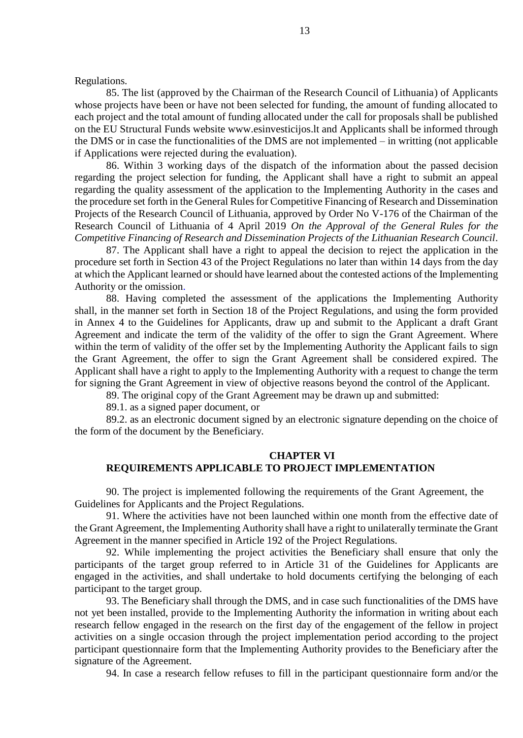Regulations.

85. The list (approved by the Chairman of the Research Council of Lithuania) of Applicants whose projects have been or have not been selected for funding, the amount of funding allocated to each project and the total amount of funding allocated under the call for proposals shall be published on the EU Structural Funds website www.esinvesticijos.lt and Applicants shall be informed through the DMS or in case the functionalities of the DMS are not implemented – in writting (not applicable if Applications were rejected during the evaluation).

86. Within 3 working days of the dispatch of the information about the passed decision regarding the project selection for funding, the Applicant shall have a right to submit an appeal regarding the quality assessment of the application to the Implementing Authority in the cases and the procedure set forth in the General Rules for Competitive Financing of Research and Dissemination Projects of the Research Council of Lithuania, approved by Order No V-176 of the Chairman of the Research Council of Lithuania of 4 April 2019 *On the Approval of the General Rules for the Competitive Financing of Research and Dissemination Projects of the Lithuanian Research Council*.

87. The Applicant shall have a right to appeal the decision to reject the application in the procedure set forth in Section 43 of the Project Regulations no later than within 14 days from the day at which the Applicant learned or should have learned about the contested actions of the Implementing Authority or the omission.

88. Having completed the assessment of the applications the Implementing Authority shall, in the manner set forth in Section 18 of the Project Regulations, and using the form provided in Annex 4 to the Guidelines for Applicants, draw up and submit to the Applicant a draft Grant Agreement and indicate the term of the validity of the offer to sign the Grant Agreement. Where within the term of validity of the offer set by the Implementing Authority the Applicant fails to sign the Grant Agreement, the offer to sign the Grant Agreement shall be considered expired. The Applicant shall have a right to apply to the Implementing Authority with a request to change the term for signing the Grant Agreement in view of objective reasons beyond the control of the Applicant.

89. The original copy of the Grant Agreement may be drawn up and submitted:

89.1. as a signed paper document, or

89.2. as an electronic document signed by an electronic signature depending on the choice of the form of the document by the Beneficiary.

## CHAPTER VI
## REQUIREMENTS APPLICABLE TO PROJECT IMPLEMENTATION

90. The project is implemented following the requirements of the Grant Agreement, the Guidelines for Applicants and the Project Regulations.

91. Where the activities have not been launched within one month from the effective date of the Grant Agreement, the Implementing Authority shall have a right to unilaterally terminate the Grant Agreement in the manner specified in Article 192 of the Project Regulations.

92. While implementing the project activities the Beneficiary shall ensure that only the participants of the target group referred to in Article 31 of the Guidelines for Applicants are engaged in the activities, and shall undertake to hold documents certifying the belonging of each participant to the target group.

93. The Beneficiary shall through the DMS, and in case such functionalities of the DMS have not yet been installed, provide to the Implementing Authority the information in writing about each research fellow engaged in the research on the first day of the engagement of the fellow in project activities on a single occasion through the project implementation period according to the project participant questionnaire form that the Implementing Authority provides to the Beneficiary after the signature of the Agreement.

94. In case a research fellow refuses to fill in the participant questionnaire form and/or the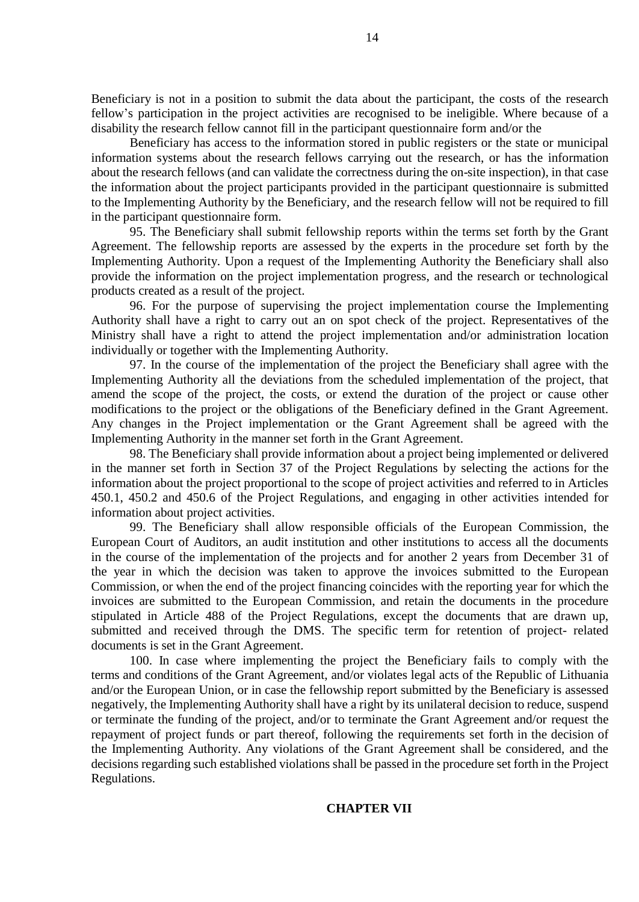Beneficiary is not in a position to submit the data about the participant, the costs of the research fellow's participation in the project activities are recognised to be ineligible. Where because of a disability the research fellow cannot fill in the participant questionnaire form and/or the

Beneficiary has access to the information stored in public registers or the state or municipal information systems about the research fellows carrying out the research, or has the information about the research fellows (and can validate the correctness during the on-site inspection), in that case the information about the project participants provided in the participant questionnaire is submitted to the Implementing Authority by the Beneficiary, and the research fellow will not be required to fill in the participant questionnaire form.

95. The Beneficiary shall submit fellowship reports within the terms set forth by the Grant Agreement. The fellowship reports are assessed by the experts in the procedure set forth by the Implementing Authority. Upon a request of the Implementing Authority the Beneficiary shall also provide the information on the project implementation progress, and the research or technological products created as a result of the project.

96. For the purpose of supervising the project implementation course the Implementing Authority shall have a right to carry out an on spot check of the project. Representatives of the Ministry shall have a right to attend the project implementation and/or administration location individually or together with the Implementing Authority.

97. In the course of the implementation of the project the Beneficiary shall agree with the Implementing Authority all the deviations from the scheduled implementation of the project, that amend the scope of the project, the costs, or extend the duration of the project or cause other modifications to the project or the obligations of the Beneficiary defined in the Grant Agreement. Any changes in the Project implementation or the Grant Agreement shall be agreed with the Implementing Authority in the manner set forth in the Grant Agreement.

98. The Beneficiary shall provide information about a project being implemented or delivered in the manner set forth in Section 37 of the Project Regulations by selecting the actions for the information about the project proportional to the scope of project activities and referred to in Articles 450.1, 450.2 and 450.6 of the Project Regulations, and engaging in other activities intended for information about project activities.

99. The Beneficiary shall allow responsible officials of the European Commission, the European Court of Auditors, an audit institution and other institutions to access all the documents in the course of the implementation of the projects and for another 2 years from December 31 of the year in which the decision was taken to approve the invoices submitted to the European Commission, or when the end of the project financing coincides with the reporting year for which the invoices are submitted to the European Commission, and retain the documents in the procedure stipulated in Article 488 of the Project Regulations, except the documents that are drawn up, submitted and received through the DMS. The specific term for retention of project- related documents is set in the Grant Agreement.

100. In case where implementing the project the Beneficiary fails to comply with the terms and conditions of the Grant Agreement, and/or violates legal acts of the Republic of Lithuania and/or the European Union, or in case the fellowship report submitted by the Beneficiary is assessed negatively, the Implementing Authority shall have a right by its unilateral decision to reduce, suspend or terminate the funding of the project, and/or to terminate the Grant Agreement and/or request the repayment of project funds or part thereof, following the requirements set forth in the decision of the Implementing Authority. Any violations of the Grant Agreement shall be considered, and the decisions regarding such established violations shall be passed in the procedure set forth in the Project Regulations.

## CHAPTER VII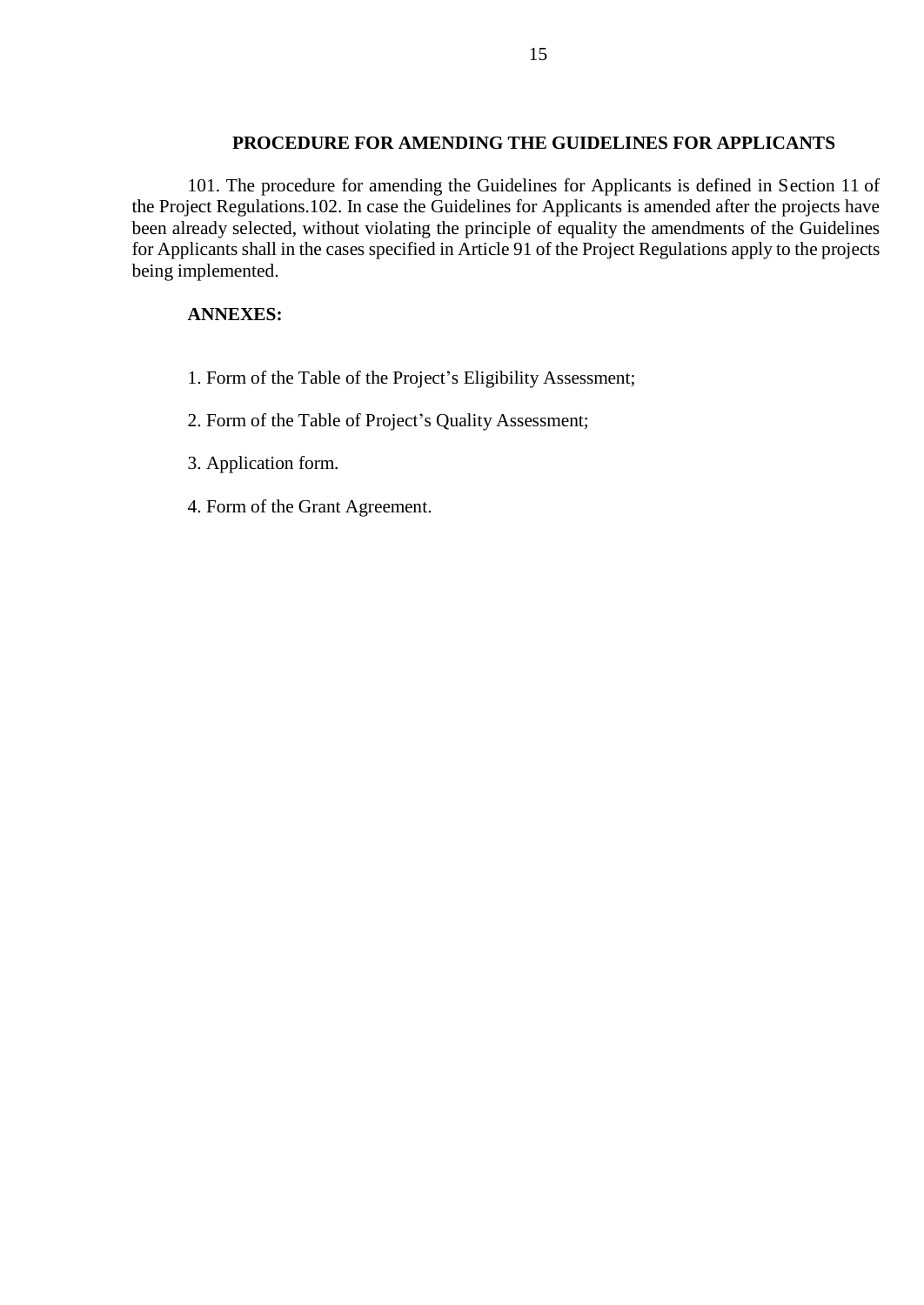## PROCEDURE FOR AMENDING THE GUIDELINES FOR APPLICANTS

101. The procedure for amending the Guidelines for Applicants is defined in Section 11 of the Project Regulations.102. In case the Guidelines for Applicants is amended after the projects have been already selected, without violating the principle of equality the amendments of the Guidelines for Applicants shall in the cases specified in Article 91 of the Project Regulations apply to the projects being implemented.

**ANNEXES:**

1. Form of the Table of the Project's Eligibility Assessment;

2. Form of the Table of Project's Quality Assessment;

3. Application form.

4. Form of the Grant Agreement.